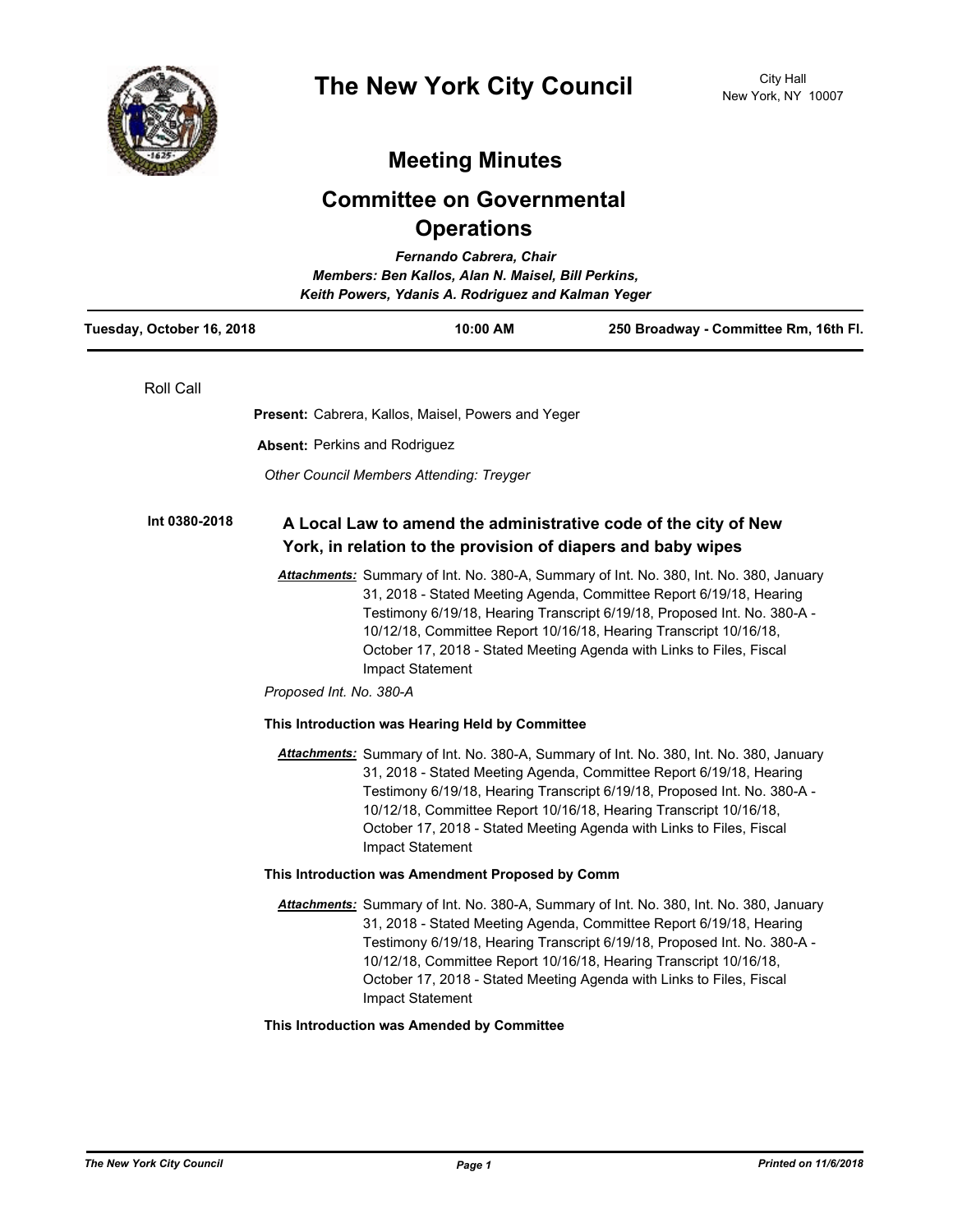# The New York City Council

City Hall
New York, NY 10007

## Meeting Minutes

## Committee on Governmental Operations

*Fernando Cabrera, Chair*
*Members: Ben Kallos, Alan N. Maisel, Bill Perkins, Keith Powers, Ydanis A. Rodriguez and Kalman Yeger*

**Tuesday, October 16, 2018** | **10:00 AM** | **250 Broadway - Committee Rm, 16th Fl.**

---

Roll Call

**Present:** Cabrera, Kallos, Maisel, Powers and Yeger

**Absent:** Perkins and Rodriguez

*Other Council Members Attending: Treyger*

**Int 0380-2018**

### A Local Law to amend the administrative code of the city of New York, in relation to the provision of diapers and baby wipes

***Attachments:*** Summary of Int. No. 380-A, Summary of Int. No. 380, Int. No. 380, January 31, 2018 - Stated Meeting Agenda, Committee Report 6/19/18, Hearing Testimony 6/19/18, Hearing Transcript 6/19/18, Proposed Int. No. 380-A - 10/12/18, Committee Report 10/16/18, Hearing Transcript 10/16/18, October 17, 2018 - Stated Meeting Agenda with Links to Files, Fiscal Impact Statement

*Proposed Int. No. 380-A*

**This Introduction was Hearing Held by Committee**

***Attachments:*** Summary of Int. No. 380-A, Summary of Int. No. 380, Int. No. 380, January 31, 2018 - Stated Meeting Agenda, Committee Report 6/19/18, Hearing Testimony 6/19/18, Hearing Transcript 6/19/18, Proposed Int. No. 380-A - 10/12/18, Committee Report 10/16/18, Hearing Transcript 10/16/18, October 17, 2018 - Stated Meeting Agenda with Links to Files, Fiscal Impact Statement

**This Introduction was Amendment Proposed by Comm**

***Attachments:*** Summary of Int. No. 380-A, Summary of Int. No. 380, Int. No. 380, January 31, 2018 - Stated Meeting Agenda, Committee Report 6/19/18, Hearing Testimony 6/19/18, Hearing Transcript 6/19/18, Proposed Int. No. 380-A - 10/12/18, Committee Report 10/16/18, Hearing Transcript 10/16/18, October 17, 2018 - Stated Meeting Agenda with Links to Files, Fiscal Impact Statement

**This Introduction was Amended by Committee**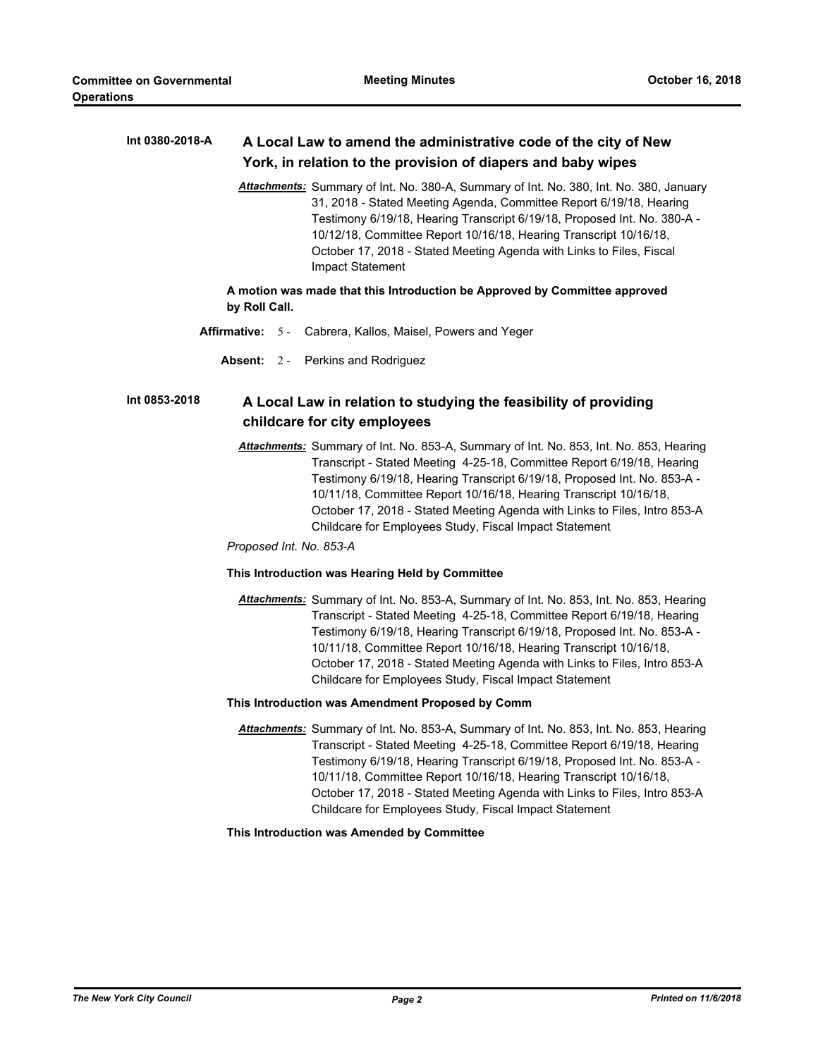**Int 0380-2018-A** **A Local Law to amend the administrative code of the city of New York, in relation to the provision of diapers and baby wipes**

***Attachments:*** Summary of Int. No. 380-A, Summary of Int. No. 380, Int. No. 380, January 31, 2018 - Stated Meeting Agenda, Committee Report 6/19/18, Hearing Testimony 6/19/18, Hearing Transcript 6/19/18, Proposed Int. No. 380-A - 10/12/18, Committee Report 10/16/18, Hearing Transcript 10/16/18, October 17, 2018 - Stated Meeting Agenda with Links to Files, Fiscal Impact Statement

**A motion was made that this Introduction be Approved by Committee approved by Roll Call.**

**Affirmative:** 5 - Cabrera, Kallos, Maisel, Powers and Yeger

**Absent:** 2 - Perkins and Rodriguez

**Int 0853-2018** **A Local Law in relation to studying the feasibility of providing childcare for city employees**

***Attachments:*** Summary of Int. No. 853-A, Summary of Int. No. 853, Int. No. 853, Hearing Transcript - Stated Meeting 4-25-18, Committee Report 6/19/18, Hearing Testimony 6/19/18, Hearing Transcript 6/19/18, Proposed Int. No. 853-A - 10/11/18, Committee Report 10/16/18, Hearing Transcript 10/16/18, October 17, 2018 - Stated Meeting Agenda with Links to Files, Intro 853-A Childcare for Employees Study, Fiscal Impact Statement

*Proposed Int. No. 853-A*

**This Introduction was Hearing Held by Committee**

***Attachments:*** Summary of Int. No. 853-A, Summary of Int. No. 853, Int. No. 853, Hearing Transcript - Stated Meeting 4-25-18, Committee Report 6/19/18, Hearing Testimony 6/19/18, Hearing Transcript 6/19/18, Proposed Int. No. 853-A - 10/11/18, Committee Report 10/16/18, Hearing Transcript 10/16/18, October 17, 2018 - Stated Meeting Agenda with Links to Files, Intro 853-A Childcare for Employees Study, Fiscal Impact Statement

**This Introduction was Amendment Proposed by Comm**

***Attachments:*** Summary of Int. No. 853-A, Summary of Int. No. 853, Int. No. 853, Hearing Transcript - Stated Meeting 4-25-18, Committee Report 6/19/18, Hearing Testimony 6/19/18, Hearing Transcript 6/19/18, Proposed Int. No. 853-A - 10/11/18, Committee Report 10/16/18, Hearing Transcript 10/16/18, October 17, 2018 - Stated Meeting Agenda with Links to Files, Intro 853-A Childcare for Employees Study, Fiscal Impact Statement

**This Introduction was Amended by Committee**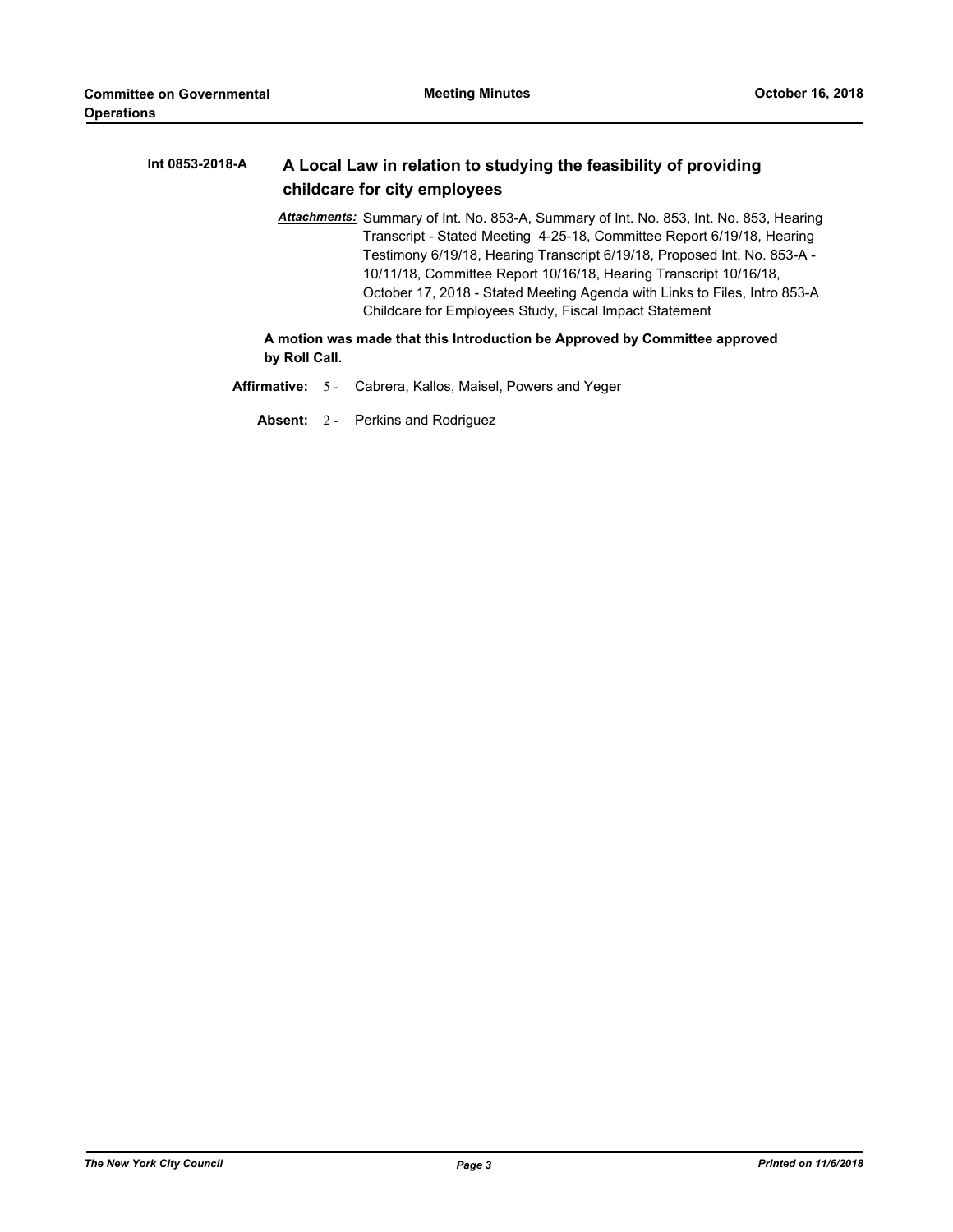**Int 0853-2018-A** **A Local Law in relation to studying the feasibility of providing childcare for city employees**

***Attachments:*** Summary of Int. No. 853-A, Summary of Int. No. 853, Int. No. 853, Hearing Transcript - Stated Meeting 4-25-18, Committee Report 6/19/18, Hearing Testimony 6/19/18, Hearing Transcript 6/19/18, Proposed Int. No. 853-A - 10/11/18, Committee Report 10/16/18, Hearing Transcript 10/16/18, October 17, 2018 - Stated Meeting Agenda with Links to Files, Intro 853-A Childcare for Employees Study, Fiscal Impact Statement

**A motion was made that this Introduction be Approved by Committee approved by Roll Call.**

**Affirmative:** 5 - Cabrera, Kallos, Maisel, Powers and Yeger

**Absent:** 2 - Perkins and Rodriguez